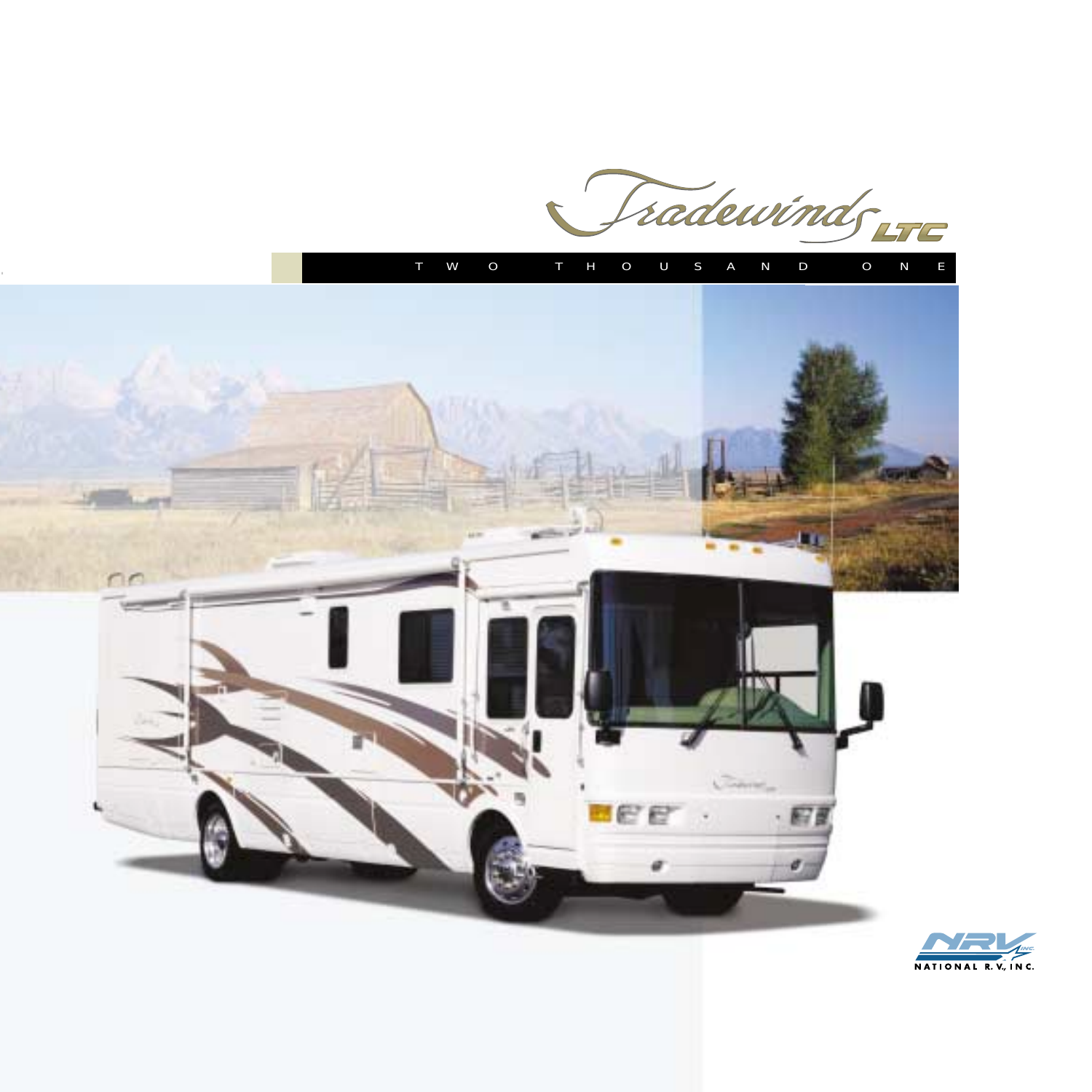# Tradewinds LTC

TWO THOUSAND ONE

NATIONAL R.V., INC.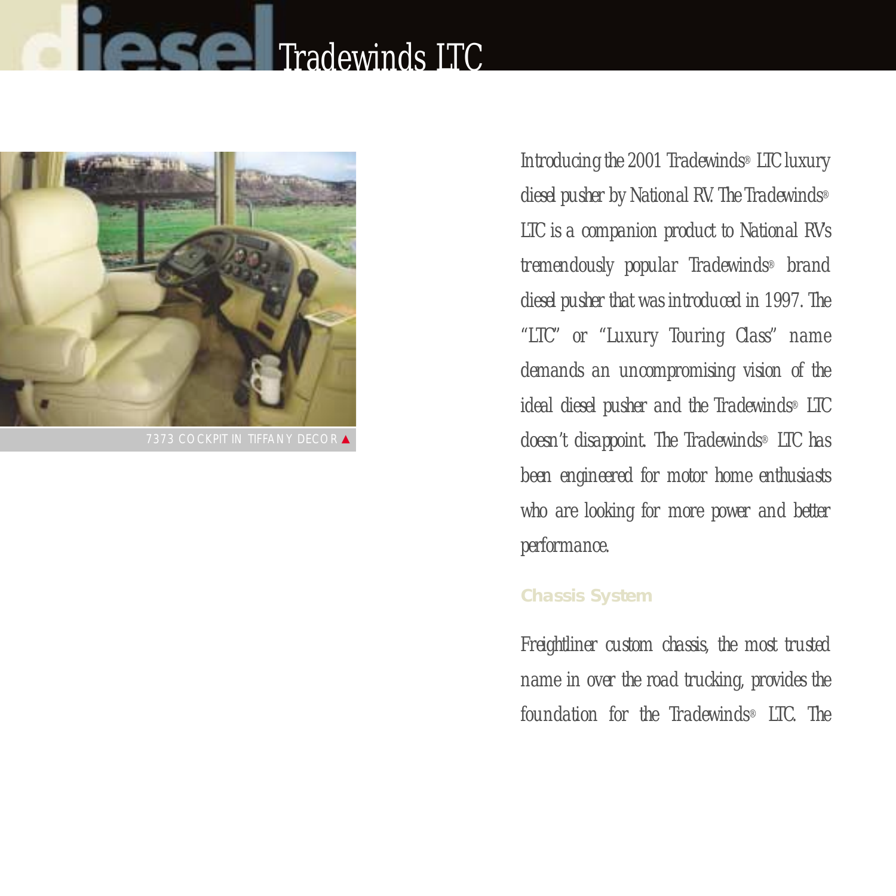# diesel Tradewinds LTC

7373 COCKPIT IN TIFFANY DECOR ▲

*Introducing the 2001 Tradewinds® LTC luxury diesel pusher by National RV. The Tradewinds® LTC is a companion product to National RV's tremendously popular Tradewinds® brand diesel pusher that was introduced in 1997. The "LTC" or "Luxury Touring Class" name demands an uncompromising vision of the ideal diesel pusher and the Tradewinds® LTC doesn't disappoint. The Tradewinds® LTC has been engineered for motor home enthusiasts who are looking for more power and better performance.*

## Chassis System

*Freightliner custom chassis, the most trusted name in over the road trucking, provides the foundation for the Tradewinds® LTC. The*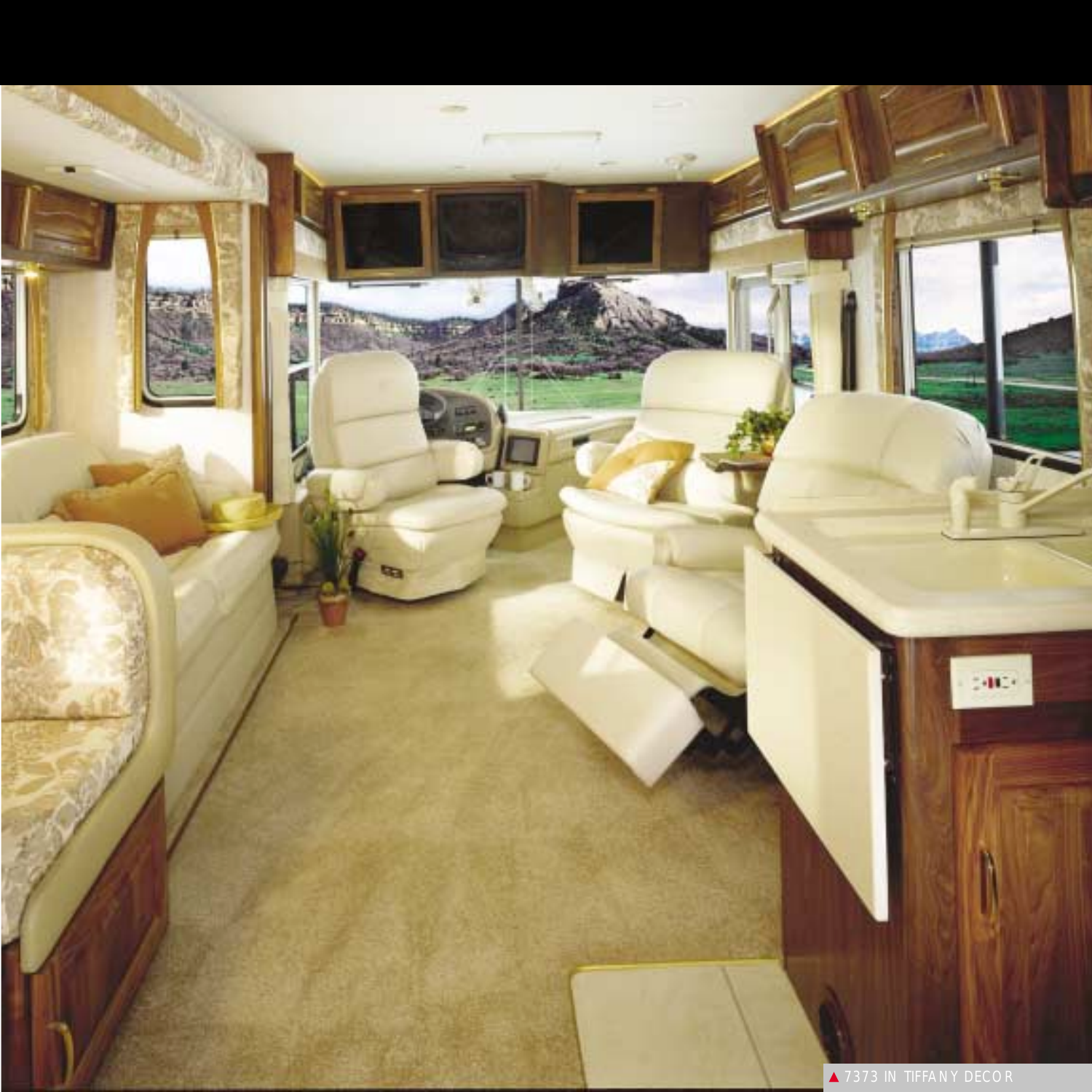▲ 7373 IN TIFFANY DECOR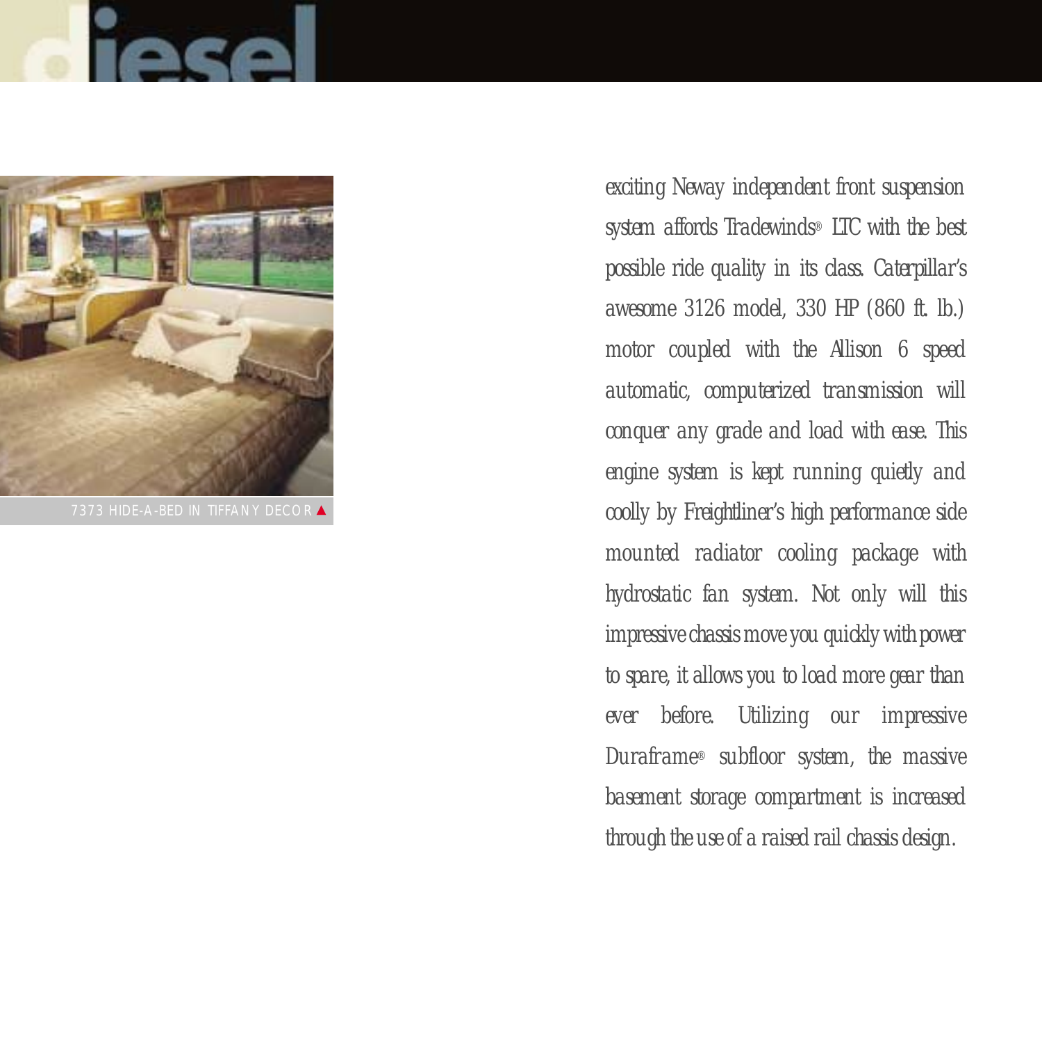# diesel

7373 HIDE-A-BED IN TIFFANY DECOR ▲

exciting Neway independent front suspension system affords Tradewinds® LTC with the best possible ride quality in its class. Caterpillar's awesome 3126 model, 330 HP (860 ft. lb.) motor coupled with the Allison 6 speed automatic, computerized transmission will conquer any grade and load with ease. This engine system is kept running quietly and coolly by Freightliner's high performance side mounted radiator cooling package with hydrostatic fan system. Not only will this impressive chassis move you quickly with power to spare, it allows you to load more gear than ever before. Utilizing our impressive Duraframe® subfloor system, the massive basement storage compartment is increased through the use of a raised rail chassis design.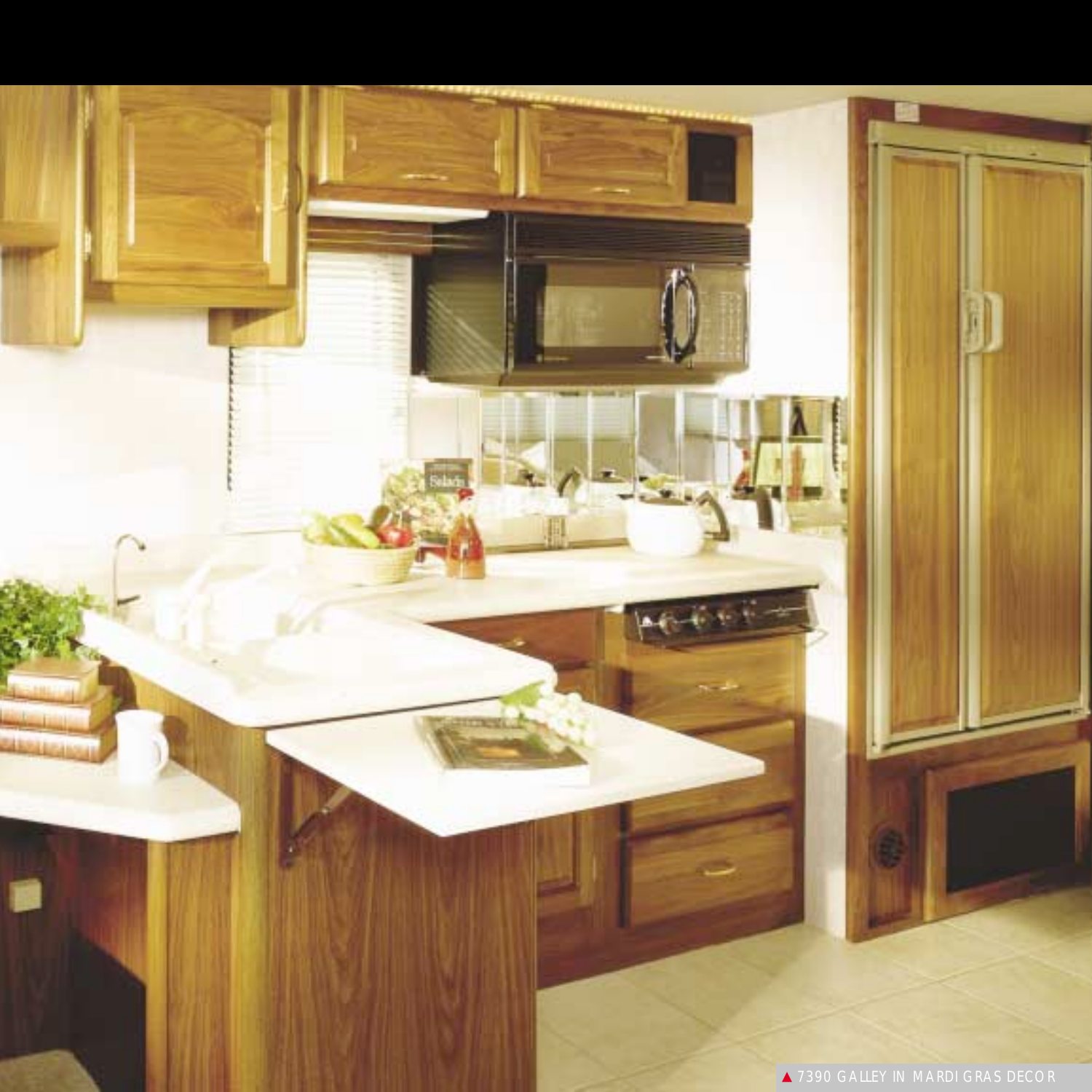▲ 7390 GALLEY IN MARDI GRAS DECOR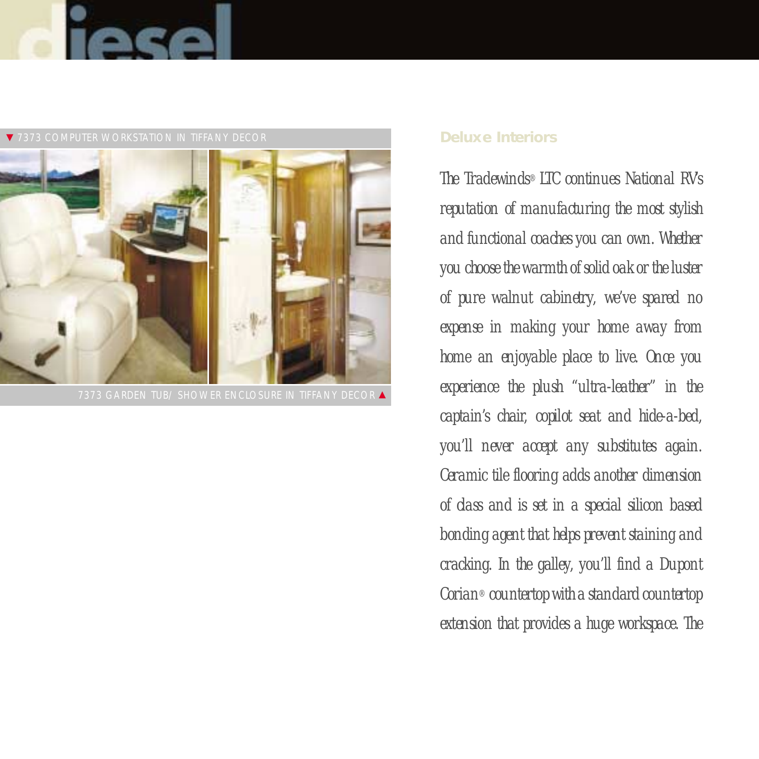▼ 7373 COMPUTER WORKSTATION IN TIFFANY DECOR

7373 GARDEN TUB/ SHOWER ENCLOSURE IN TIFFANY DECOR ▲

## Deluxe Interiors

*The Tradewinds® LTC continues National RV's reputation of manufacturing the most stylish and functional coaches you can own. Whether you choose the warmth of solid oak or the luster of pure walnut cabinetry, we've spared no expense in making your home away from home an enjoyable place to live. Once you experience the plush "ultra-leather" in the captain's chair, copilot seat and hide-a-bed, you'll never accept any substitutes again. Ceramic tile flooring adds another dimension of class and is set in a special silicon based bonding agent that helps prevent staining and cracking. In the galley, you'll find a Dupont Corian® countertop with a standard countertop extension that provides a huge workspace. The*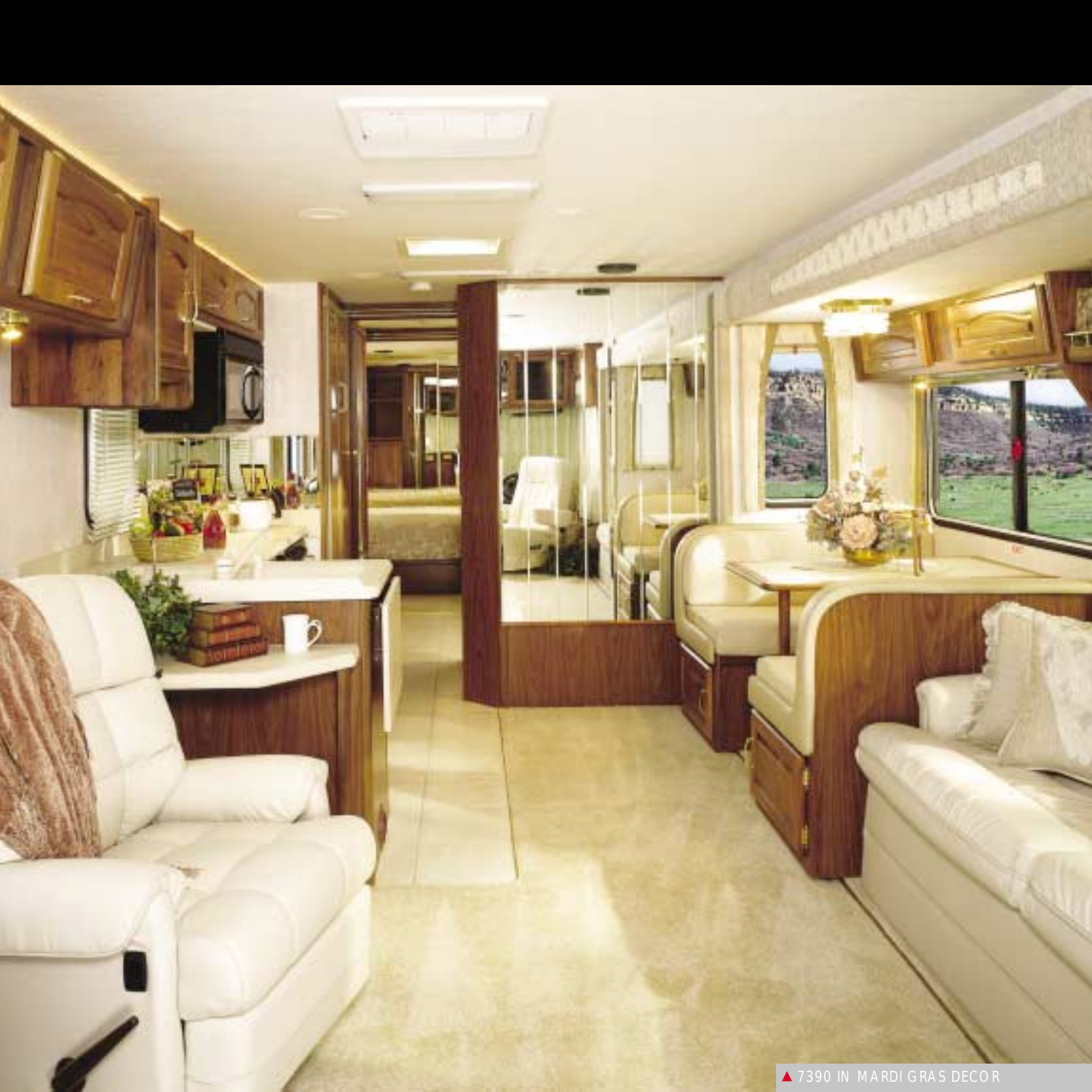▲ 7390 IN MARDI GRAS DECOR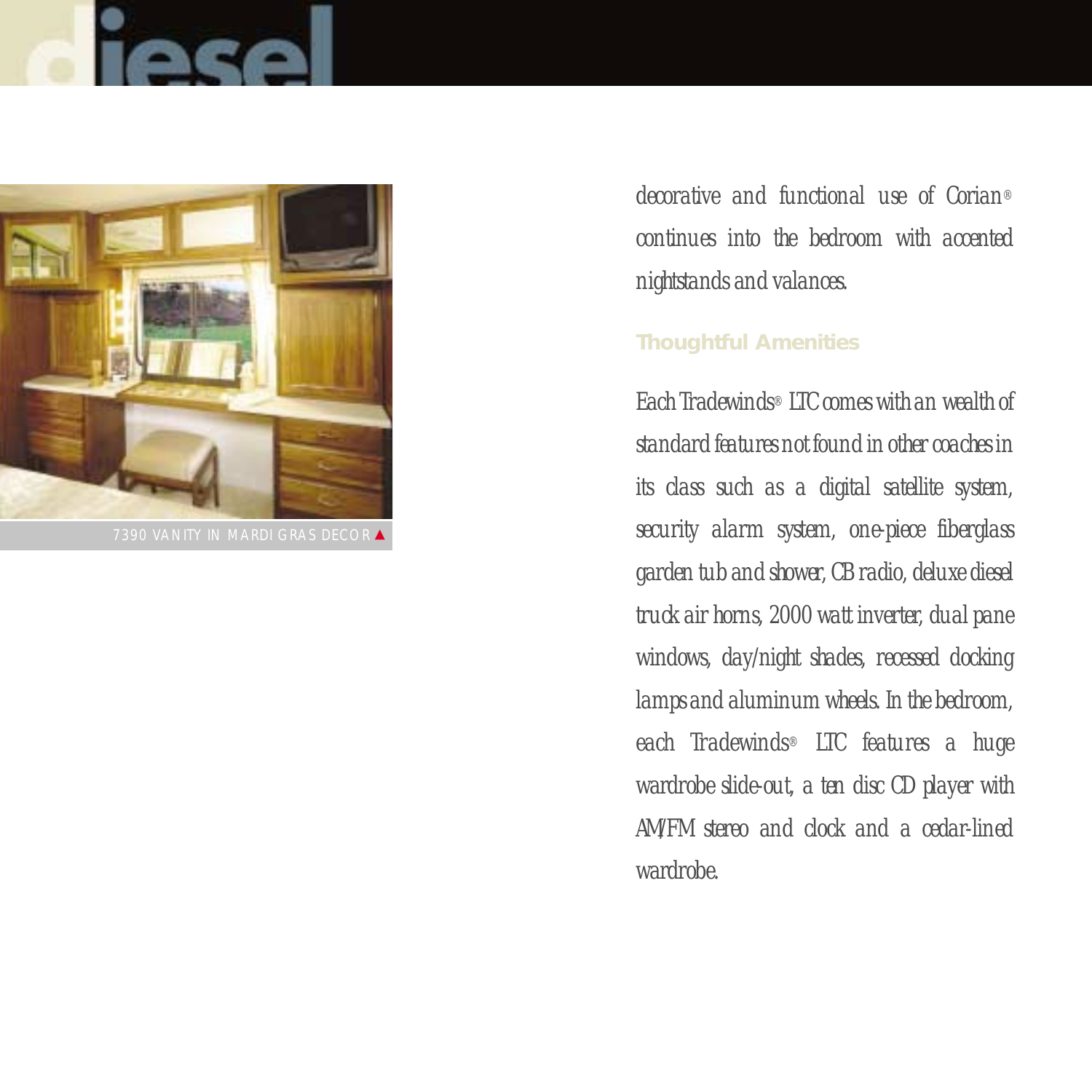decorative and functional use of Corian® continues into the bedroom with accented nightstands and valances.

7390 VANITY IN MARDI GRAS DECOR ▲

## Thoughtful Amenities

Each Tradewinds® LTC comes with an wealth of standard features not found in other coaches in its class such as a digital satellite system, security alarm system, one-piece fiberglass garden tub and shower, CB radio, deluxe diesel truck air horns, 2000 watt inverter, dual pane windows, day/night shades, recessed docking lamps and aluminum wheels. In the bedroom, each Tradewinds® LTC features a huge wardrobe slide-out, a ten disc CD player with AM/FM stereo and clock and a cedar-lined wardrobe.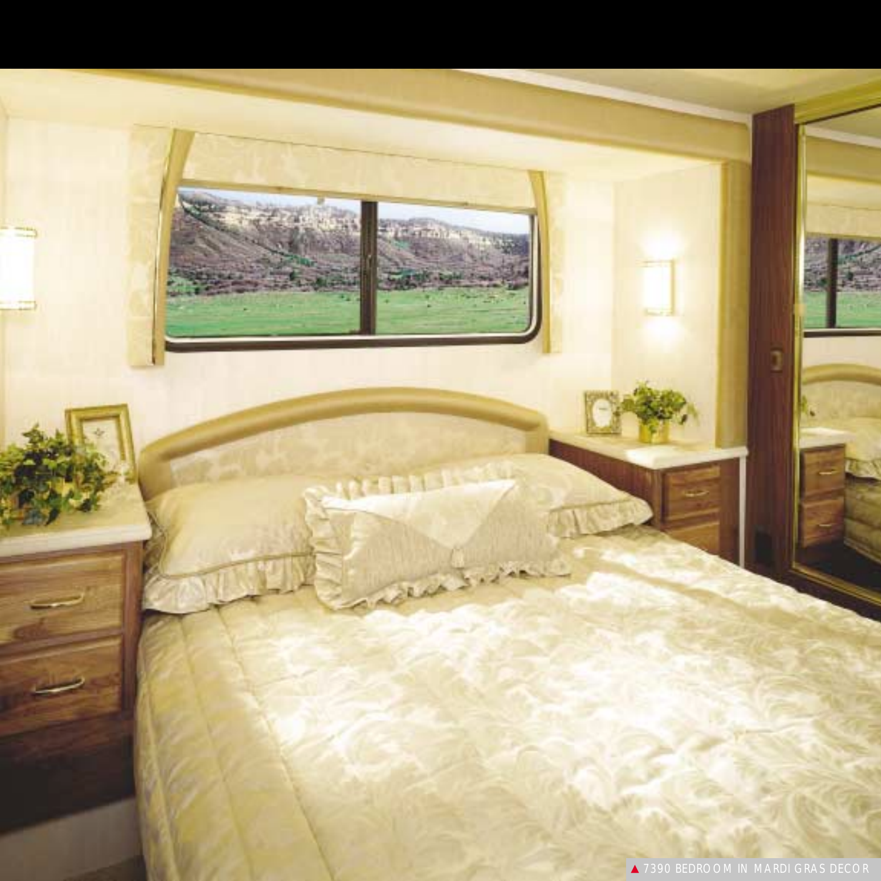▲ 7390 BEDROOM IN MARDI GRAS DECOR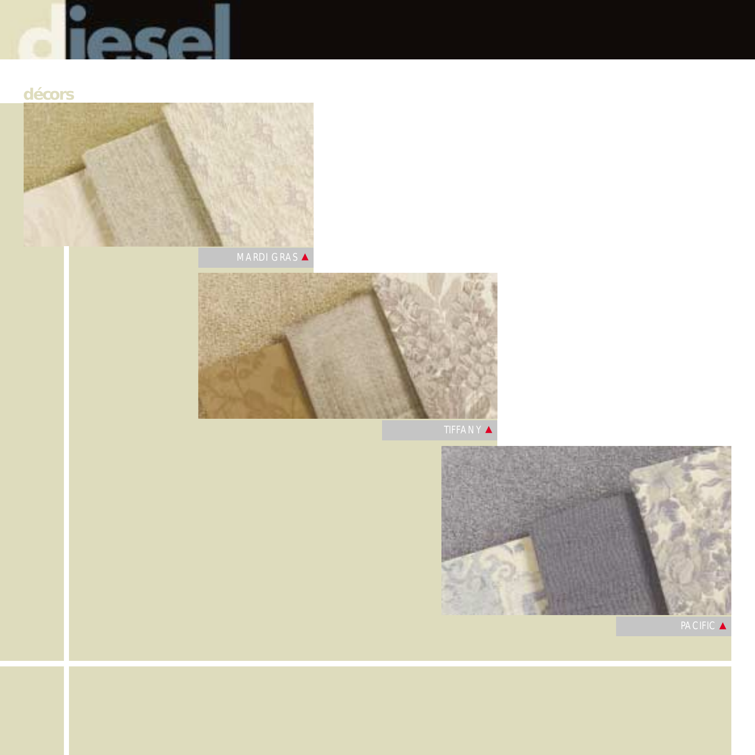# diesel

## décors

MARDI GRAS ▲

TIFFANY ▲

PACIFIC ▲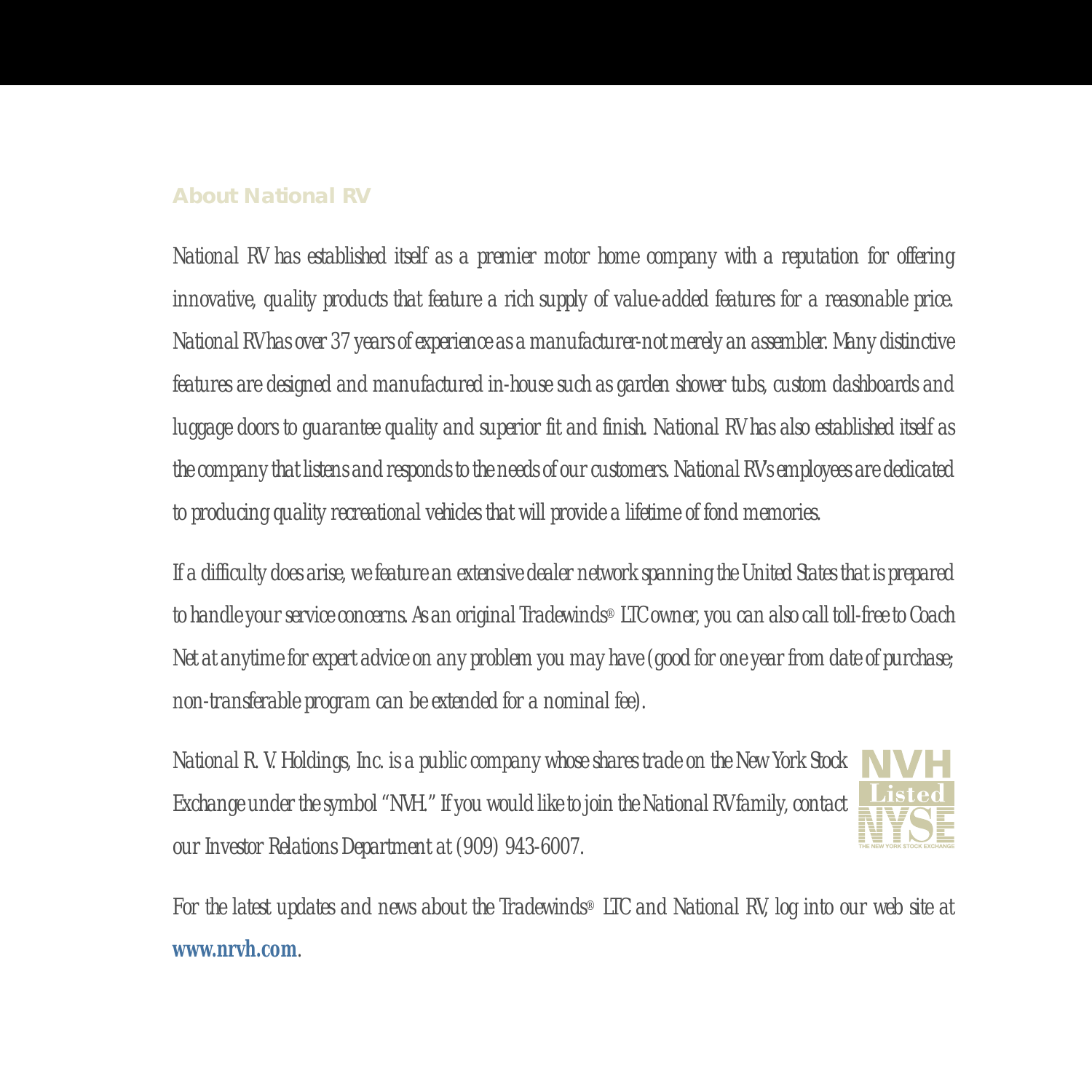## About National RV

*National RV has established itself as a premier motor home company with a reputation for offering innovative, quality products that feature a rich supply of value-added features for a reasonable price. National RV has over 37 years of experience as a manufacturer-not merely an assembler. Many distinctive features are designed and manufactured in-house such as garden shower tubs, custom dashboards and luggage doors to guarantee quality and superior fit and finish. National RV has also established itself as the company that listens and responds to the needs of our customers. National RV's employees are dedicated to producing quality recreational vehicles that will provide a lifetime of fond memories.*

*If a difficulty does arise, we feature an extensive dealer network spanning the United States that is prepared to handle your service concerns. As an original Tradewinds® LTC owner, you can also call toll-free to Coach Net at anytime for expert advice on any problem you may have (good for one year from date of purchase; non-transferable program can be extended for a nominal fee).*

*National R. V. Holdings, Inc. is a public company whose shares trade on the New York Stock Exchange under the symbol "NVH." If you would like to join the National RV family, contact our Investor Relations Department at (909) 943-6007.*

NVH Listed NYSE THE NEW YORK STOCK EXCHANGE

*For the latest updates and news about the Tradewinds® LTC and National RV, log into our web site at* **www.nrvh.com**.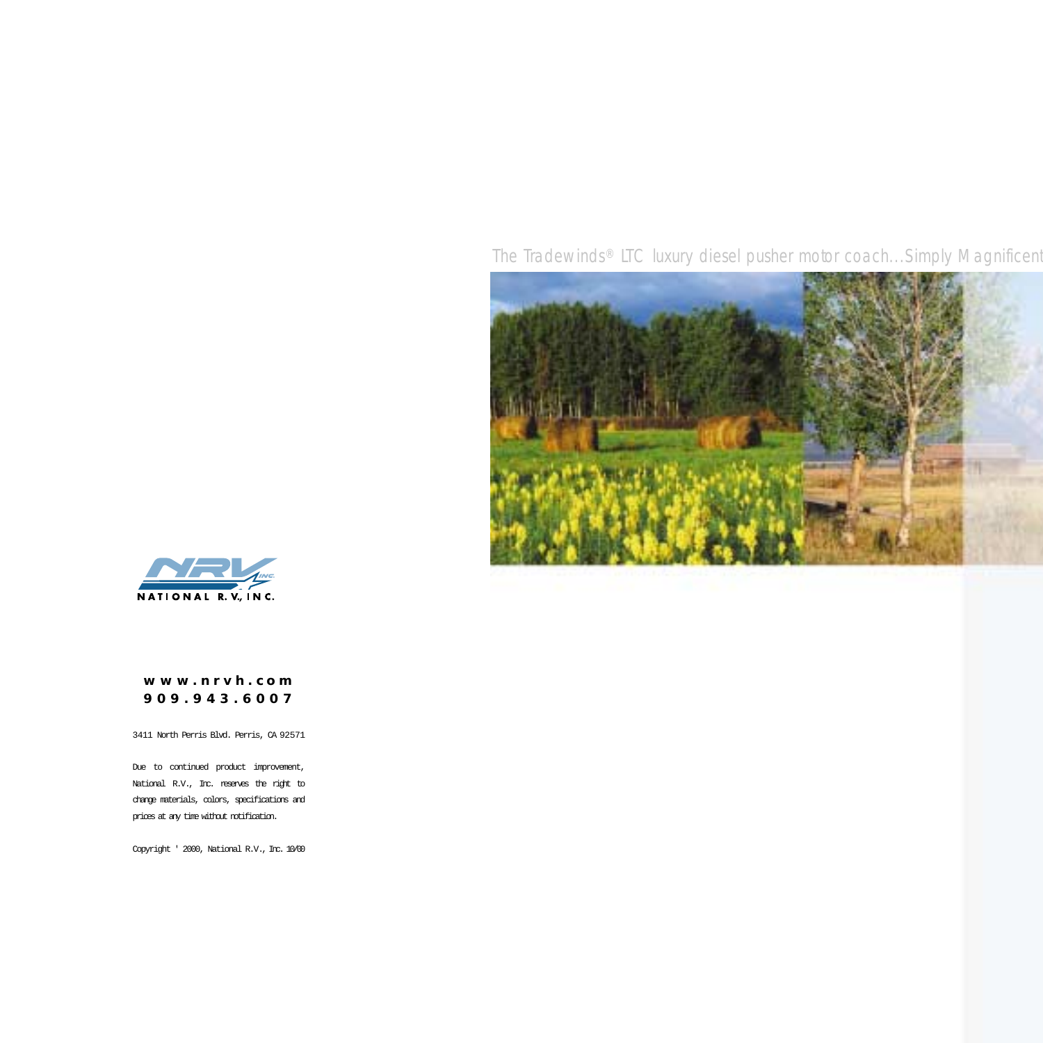The Tradewinds® LTC luxury diesel pusher motor coach...Simply Magnificent

NATIONAL R.V., INC.

**www.nrvh.com**
**909.943.6007**

3411 North Perris Blvd. Perris, CA 92571

Due to continued product improvement, National R.V., Inc. reserves the right to change materials, colors, specifications and prices at any time without notification.

Copyright ' 2000, National R.V., Inc. 10/00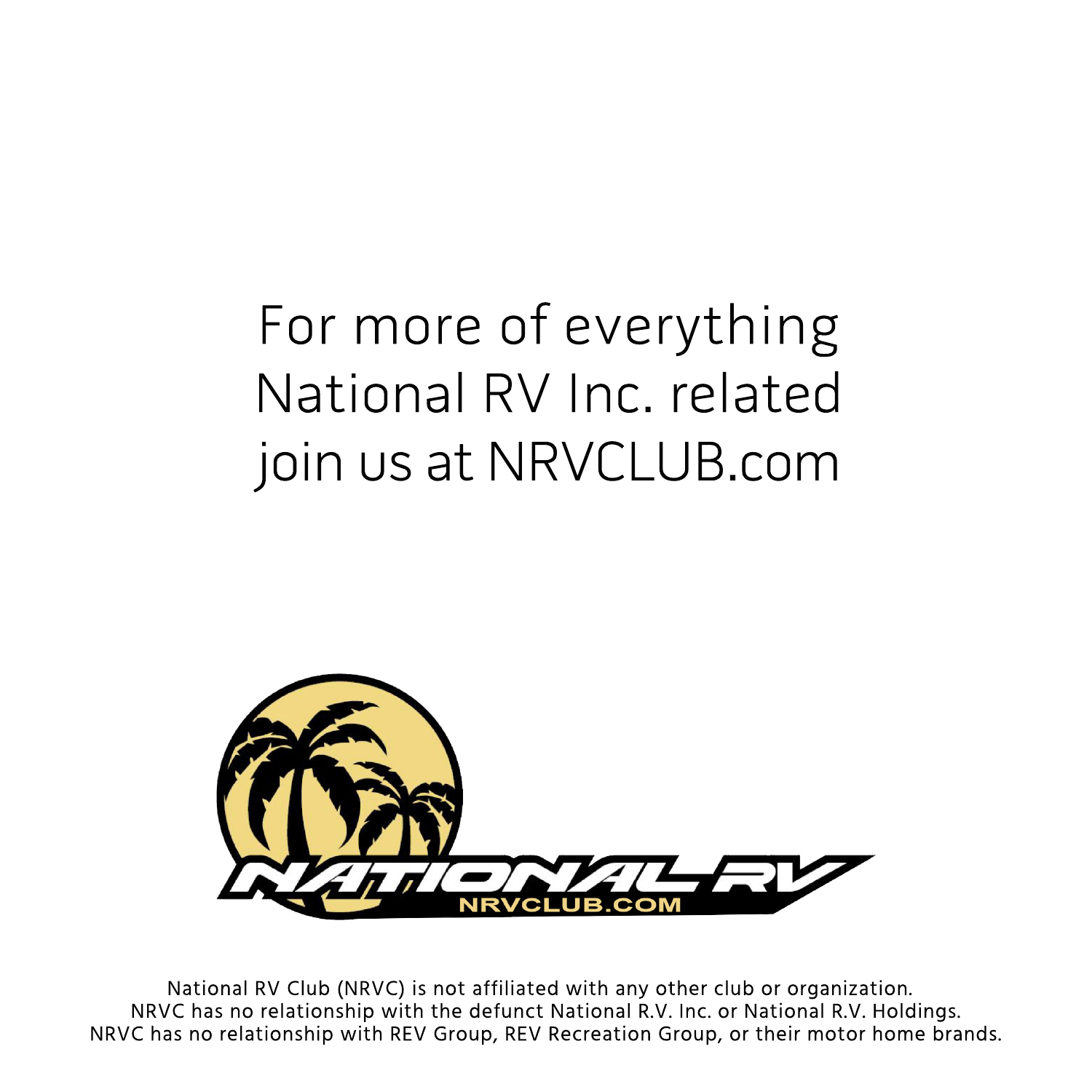For more of everything National RV Inc. related join us at NRVCLUB.com

National RV Club (NRVC) is not affiliated with any other club or organization.
NRVC has no relationship with the defunct National R.V. Inc. or National R.V. Holdings.
NRVC has no relationship with REV Group, REV Recreation Group, or their motor home brands.